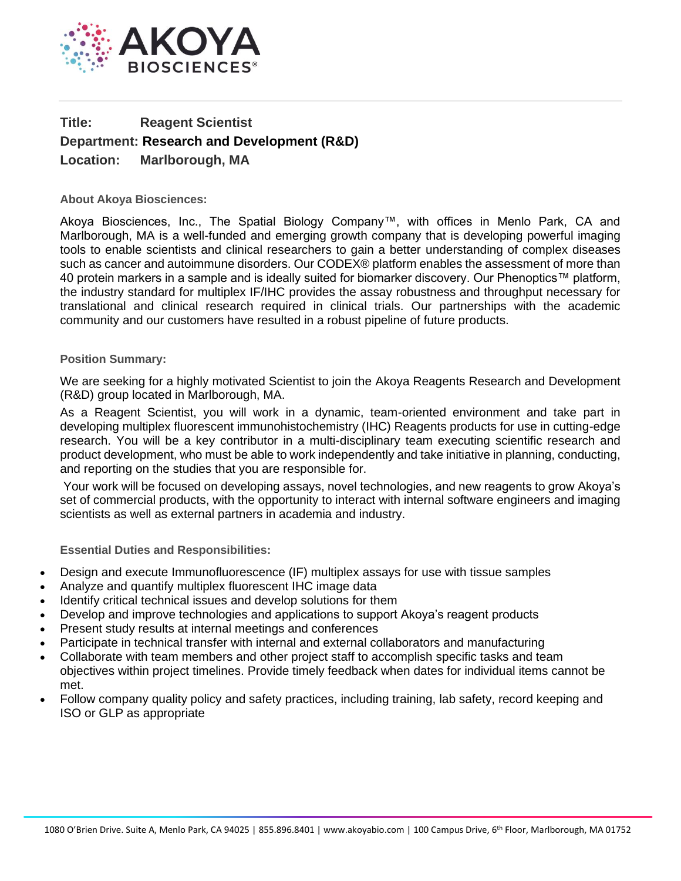**Title:** Reagent Scientist
**Department:** Research and Development (R&D)
**Location:** Marlborough, MA

### About Akoya Biosciences:

Akoya Biosciences, Inc., The Spatial Biology Company™, with offices in Menlo Park, CA and Marlborough, MA is a well-funded and emerging growth company that is developing powerful imaging tools to enable scientists and clinical researchers to gain a better understanding of complex diseases such as cancer and autoimmune disorders. Our CODEX® platform enables the assessment of more than 40 protein markers in a sample and is ideally suited for biomarker discovery. Our Phenoptics™ platform, the industry standard for multiplex IF/IHC provides the assay robustness and throughput necessary for translational and clinical research required in clinical trials. Our partnerships with the academic community and our customers have resulted in a robust pipeline of future products.

### Position Summary:

We are seeking for a highly motivated Scientist to join the Akoya Reagents Research and Development (R&D) group located in Marlborough, MA.

As a Reagent Scientist, you will work in a dynamic, team-oriented environment and take part in developing multiplex fluorescent immunohistochemistry (IHC) Reagents products for use in cutting-edge research. You will be a key contributor in a multi-disciplinary team executing scientific research and product development, who must be able to work independently and take initiative in planning, conducting, and reporting on the studies that you are responsible for.

Your work will be focused on developing assays, novel technologies, and new reagents to grow Akoya's set of commercial products, with the opportunity to interact with internal software engineers and imaging scientists as well as external partners in academia and industry.

### Essential Duties and Responsibilities:

- Design and execute Immunofluorescence (IF) multiplex assays for use with tissue samples
- Analyze and quantify multiplex fluorescent IHC image data
- Identify critical technical issues and develop solutions for them
- Develop and improve technologies and applications to support Akoya's reagent products
- Present study results at internal meetings and conferences
- Participate in technical transfer with internal and external collaborators and manufacturing
- Collaborate with team members and other project staff to accomplish specific tasks and team objectives within project timelines. Provide timely feedback when dates for individual items cannot be met.
- Follow company quality policy and safety practices, including training, lab safety, record keeping and ISO or GLP as appropriate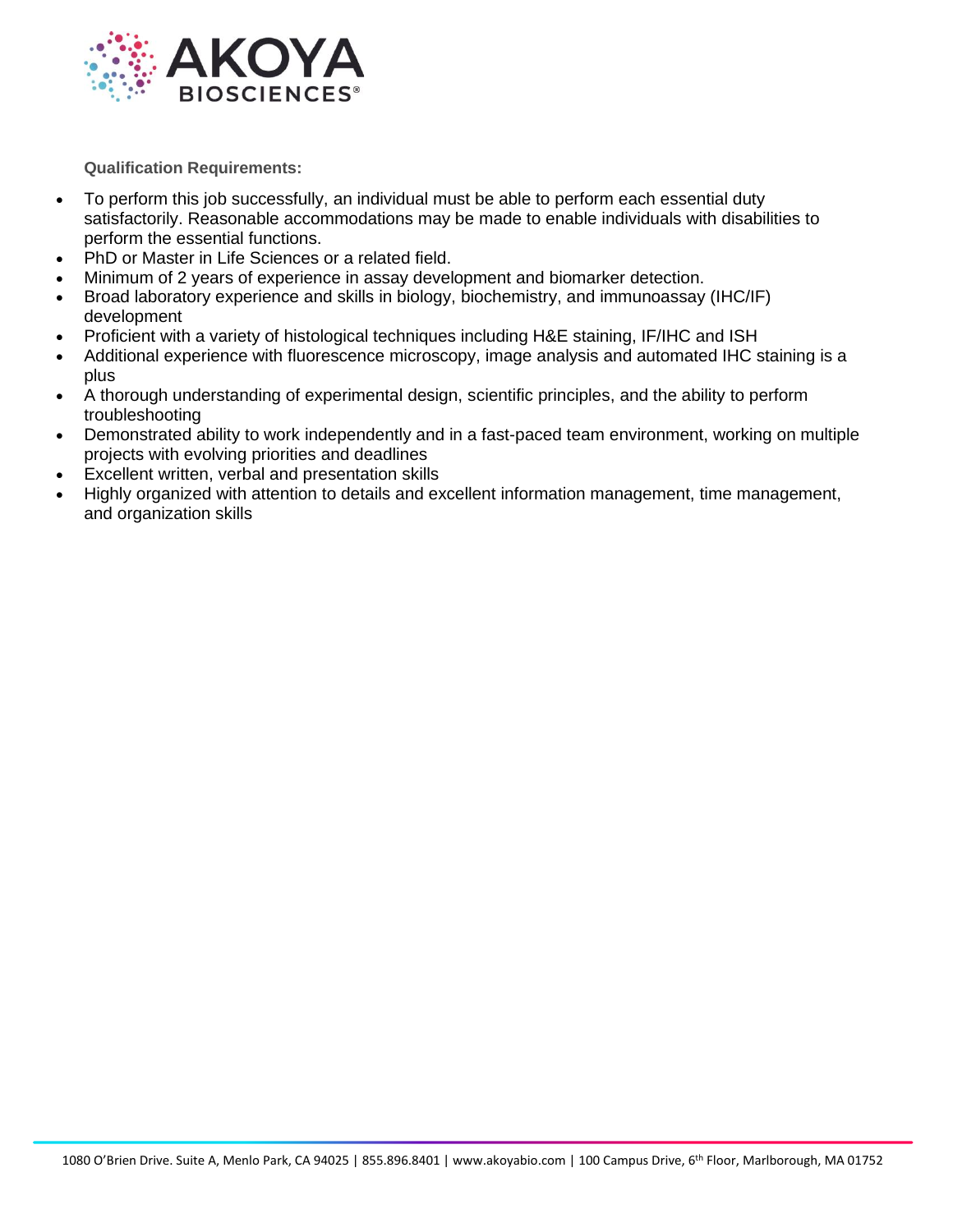**Qualification Requirements:**

- To perform this job successfully, an individual must be able to perform each essential duty satisfactorily. Reasonable accommodations may be made to enable individuals with disabilities to perform the essential functions.
- PhD or Master in Life Sciences or a related field.
- Minimum of 2 years of experience in assay development and biomarker detection.
- Broad laboratory experience and skills in biology, biochemistry, and immunoassay (IHC/IF) development
- Proficient with a variety of histological techniques including H&E staining, IF/IHC and ISH
- Additional experience with fluorescence microscopy, image analysis and automated IHC staining is a plus
- A thorough understanding of experimental design, scientific principles, and the ability to perform troubleshooting
- Demonstrated ability to work independently and in a fast-paced team environment, working on multiple projects with evolving priorities and deadlines
- Excellent written, verbal and presentation skills
- Highly organized with attention to details and excellent information management, time management, and organization skills